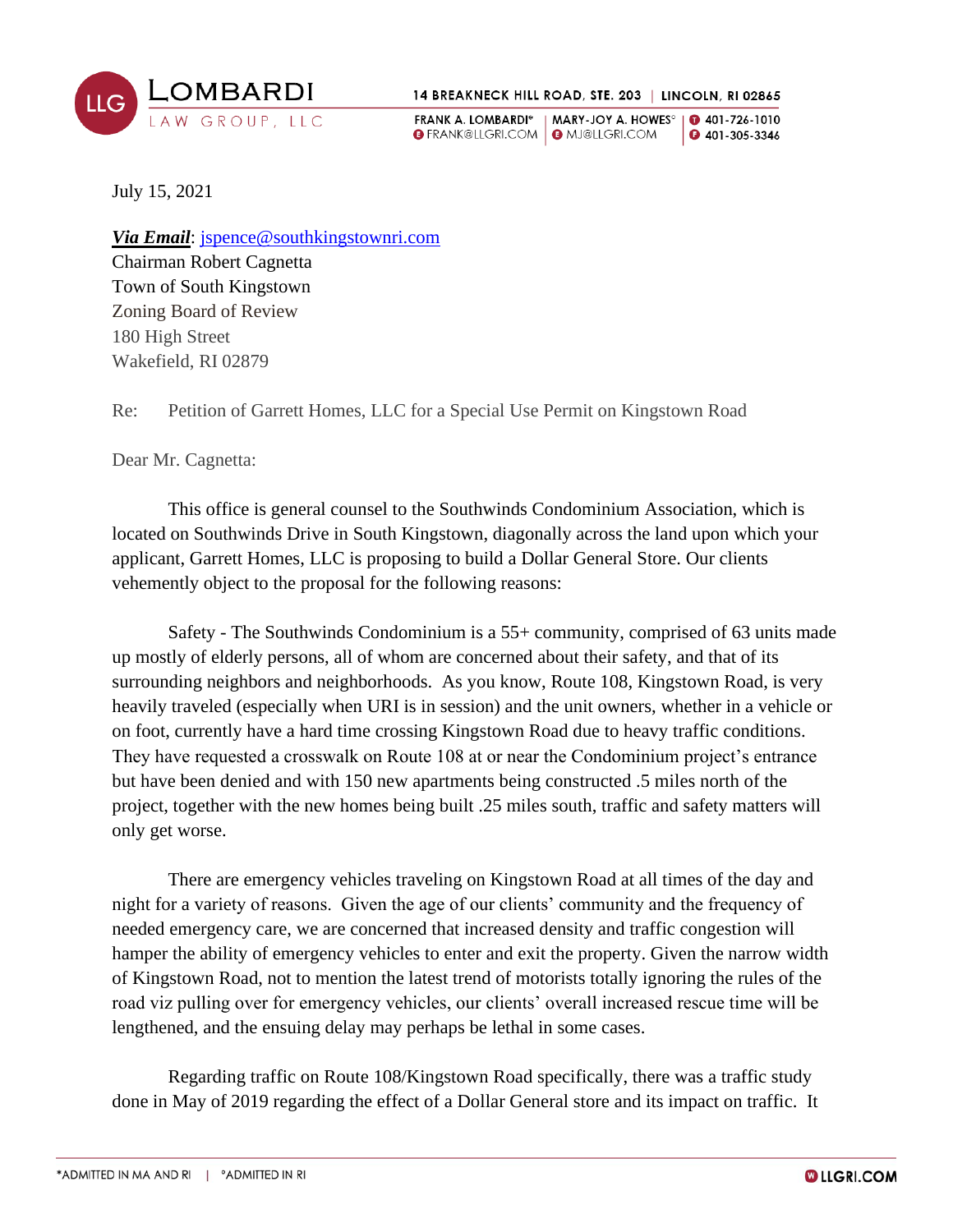**LOMBARDI LAW GROUP, LLC**

14 BREAKNECK HILL ROAD, STE. 203 | LINCOLN, RI 02865

FRANK A. LOMBARDI* | MARY-JOY A. HOWES° | T 401-726-1010
E FRANK@LLGRI.COM | E MJ@LLGRI.COM | F 401-305-3346

July 15, 2021

***Via Email***: jspence@southkingstownri.com
Chairman Robert Cagnetta
Town of South Kingstown
Zoning Board of Review
180 High Street
Wakefield, RI 02879

Re: Petition of Garrett Homes, LLC for a Special Use Permit on Kingstown Road

Dear Mr. Cagnetta:

This office is general counsel to the Southwinds Condominium Association, which is located on Southwinds Drive in South Kingstown, diagonally across the land upon which your applicant, Garrett Homes, LLC is proposing to build a Dollar General Store. Our clients vehemently object to the proposal for the following reasons:

Safety - The Southwinds Condominium is a 55+ community, comprised of 63 units made up mostly of elderly persons, all of whom are concerned about their safety, and that of its surrounding neighbors and neighborhoods. As you know, Route 108, Kingstown Road, is very heavily traveled (especially when URI is in session) and the unit owners, whether in a vehicle or on foot, currently have a hard time crossing Kingstown Road due to heavy traffic conditions. They have requested a crosswalk on Route 108 at or near the Condominium project's entrance but have been denied and with 150 new apartments being constructed .5 miles north of the project, together with the new homes being built .25 miles south, traffic and safety matters will only get worse.

There are emergency vehicles traveling on Kingstown Road at all times of the day and night for a variety of reasons. Given the age of our clients' community and the frequency of needed emergency care, we are concerned that increased density and traffic congestion will hamper the ability of emergency vehicles to enter and exit the property. Given the narrow width of Kingstown Road, not to mention the latest trend of motorists totally ignoring the rules of the road viz pulling over for emergency vehicles, our clients' overall increased rescue time will be lengthened, and the ensuing delay may perhaps be lethal in some cases.

Regarding traffic on Route 108/Kingstown Road specifically, there was a traffic study done in May of 2019 regarding the effect of a Dollar General store and its impact on traffic. It

*ADMITTED IN MA AND RI | °ADMITTED IN RI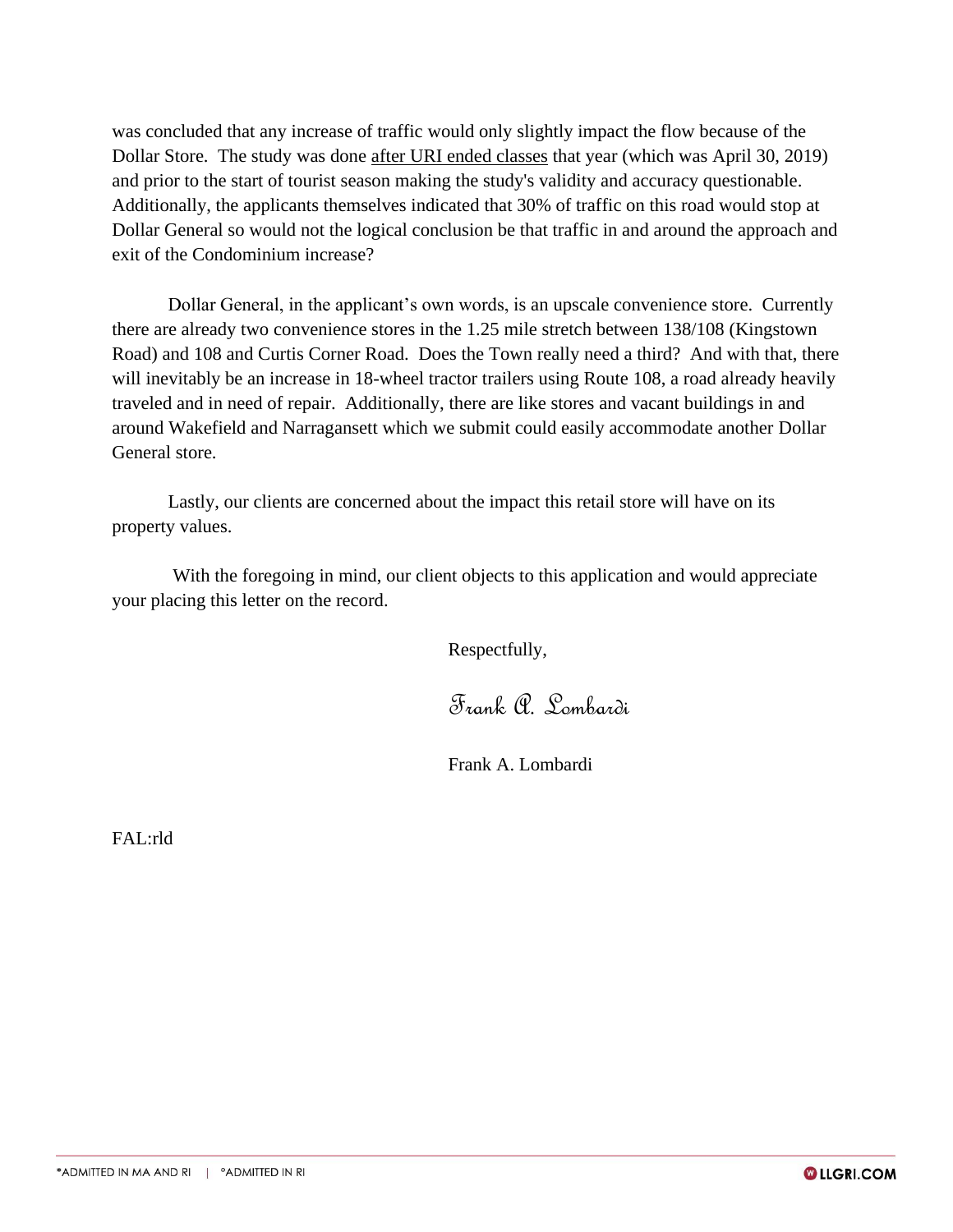was concluded that any increase of traffic would only slightly impact the flow because of the Dollar Store. The study was done after URI ended classes that year (which was April 30, 2019) and prior to the start of tourist season making the study's validity and accuracy questionable. Additionally, the applicants themselves indicated that 30% of traffic on this road would stop at Dollar General so would not the logical conclusion be that traffic in and around the approach and exit of the Condominium increase?

Dollar General, in the applicant's own words, is an upscale convenience store. Currently there are already two convenience stores in the 1.25 mile stretch between 138/108 (Kingstown Road) and 108 and Curtis Corner Road. Does the Town really need a third? And with that, there will inevitably be an increase in 18-wheel tractor trailers using Route 108, a road already heavily traveled and in need of repair. Additionally, there are like stores and vacant buildings in and around Wakefield and Narragansett which we submit could easily accommodate another Dollar General store.

Lastly, our clients are concerned about the impact this retail store will have on its property values.

With the foregoing in mind, our client objects to this application and would appreciate your placing this letter on the record.

Respectfully,

*Frank A. Lombardi*

Frank A. Lombardi

FAL:rld

*ADMITTED IN MA AND RI | °ADMITTED IN RI

LLGRI.COM